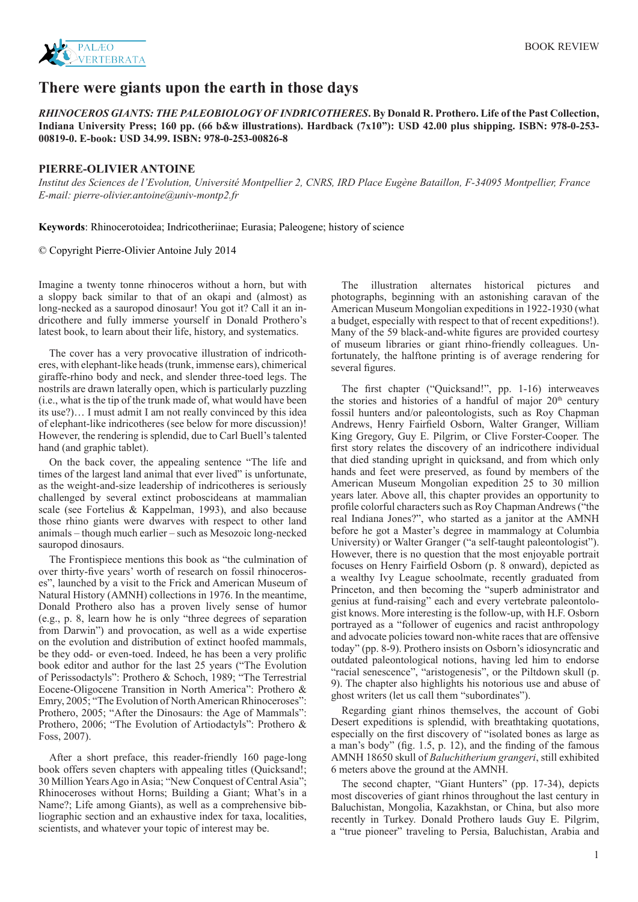# There were giants upon the earth in those days

***RHINOCEROS GIANTS: THE PALEOBIOLOGY OF INDRICOTHERES*. By Donald R. Prothero. Life of the Past Collection, Indiana University Press; 160 pp. (66 b&w illustrations). Hardback (7x10"): USD 42.00 plus shipping. ISBN: 978-0-253-00819-0. E-book: USD 34.99. ISBN: 978-0-253-00826-8**

## PIERRE-OLIVIER ANTOINE

*Institut des Sciences de l'Evolution, Université Montpellier 2, CNRS, IRD Place Eugène Bataillon, F-34095 Montpellier, France*
*E-mail: pierre-olivier.antoine@univ-montp2.fr*

**Keywords**: Rhinocerotoidea; Indricotheriinae; Eurasia; Paleogene; history of science

© Copyright Pierre-Olivier Antoine July 2014

Imagine a twenty tonne rhinoceros without a horn, but with a sloppy back similar to that of an okapi and (almost) as long-necked as a sauropod dinosaur! You got it? Call it an indricothere and fully immerse yourself in Donald Prothero's latest book, to learn about their life, history, and systematics.

The cover has a very provocative illustration of indricotheres, with elephant-like heads (trunk, immense ears), chimerical giraffe-rhino body and neck, and slender three-toed legs. The nostrils are drawn laterally open, which is particularly puzzling (i.e., what is the tip of the trunk made of, what would have been its use?)… I must admit I am not really convinced by this idea of elephant-like indricotheres (see below for more discussion)! However, the rendering is splendid, due to Carl Buell's talented hand (and graphic tablet).

On the back cover, the appealing sentence "The life and times of the largest land animal that ever lived" is unfortunate, as the weight-and-size leadership of indricotheres is seriously challenged by several extinct proboscideans at mammalian scale (see Fortelius & Kappelman, 1993), and also because those rhino giants were dwarves with respect to other land animals – though much earlier – such as Mesozoic long-necked sauropod dinosaurs.

The Frontispiece mentions this book as "the culmination of over thirty-five years' worth of research on fossil rhinoceroses", launched by a visit to the Frick and American Museum of Natural History (AMNH) collections in 1976. In the meantime, Donald Prothero also has a proven lively sense of humor (e.g., p. 8, learn how he is only "three degrees of separation from Darwin") and provocation, as well as a wide expertise on the evolution and distribution of extinct hoofed mammals, be they odd- or even-toed. Indeed, he has been a very prolific book editor and author for the last 25 years ("The Evolution of Perissodactyls": Prothero & Schoch, 1989; "The Terrestrial Eocene-Oligocene Transition in North America": Prothero & Emry, 2005; "The Evolution of North American Rhinoceroses": Prothero, 2005; "After the Dinosaurs: the Age of Mammals": Prothero, 2006; "The Evolution of Artiodactyls": Prothero & Foss, 2007).

After a short preface, this reader-friendly 160 page-long book offers seven chapters with appealing titles (Quicksand!; 30 Million Years Ago in Asia; "New Conquest of Central Asia"; Rhinoceroses without Horns; Building a Giant; What's in a Name?; Life among Giants), as well as a comprehensive bibliographic section and an exhaustive index for taxa, localities, scientists, and whatever your topic of interest may be.

The illustration alternates historical pictures and photographs, beginning with an astonishing caravan of the American Museum Mongolian expeditions in 1922-1930 (what a budget, especially with respect to that of recent expeditions!). Many of the 59 black-and-white figures are provided courtesy of museum libraries or giant rhino-friendly colleagues. Unfortunately, the halftone printing is of average rendering for several figures.

The first chapter ("Quicksand!", pp. 1-16) interweaves the stories and histories of a handful of major 20th century fossil hunters and/or paleontologists, such as Roy Chapman Andrews, Henry Fairfield Osborn, Walter Granger, William King Gregory, Guy E. Pilgrim, or Clive Forster-Cooper. The first story relates the discovery of an indricothere individual that died standing upright in quicksand, and from which only hands and feet were preserved, as found by members of the American Museum Mongolian expedition 25 to 30 million years later. Above all, this chapter provides an opportunity to profile colorful characters such as Roy Chapman Andrews ("the real Indiana Jones?", who started as a janitor at the AMNH before he got a Master's degree in mammalogy at Columbia University) or Walter Granger ("a self-taught paleontologist"). However, there is no question that the most enjoyable portrait focuses on Henry Fairfield Osborn (p. 8 onward), depicted as a wealthy Ivy League schoolmate, recently graduated from Princeton, and then becoming the "superb administrator and genius at fund-raising" each and every vertebrate paleontologist knows. More interesting is the follow-up, with H.F. Osborn portrayed as a "follower of eugenics and racist anthropology and advocate policies toward non-white races that are offensive today" (pp. 8-9). Prothero insists on Osborn's idiosyncratic and outdated paleontological notions, having led him to endorse "racial senescence", "aristogenesis", or the Piltdown skull (p. 9). The chapter also highlights his notorious use and abuse of ghost writers (let us call them "subordinates").

Regarding giant rhinos themselves, the account of Gobi Desert expeditions is splendid, with breathtaking quotations, especially on the first discovery of "isolated bones as large as a man's body" (fig. 1.5, p. 12), and the finding of the famous AMNH 18650 skull of *Baluchitherium grangeri*, still exhibited 6 meters above the ground at the AMNH.

The second chapter, "Giant Hunters" (pp. 17-34), depicts most discoveries of giant rhinos throughout the last century in Baluchistan, Mongolia, Kazakhstan, or China, but also more recently in Turkey. Donald Prothero lauds Guy E. Pilgrim, a "true pioneer" traveling to Persia, Baluchistan, Arabia and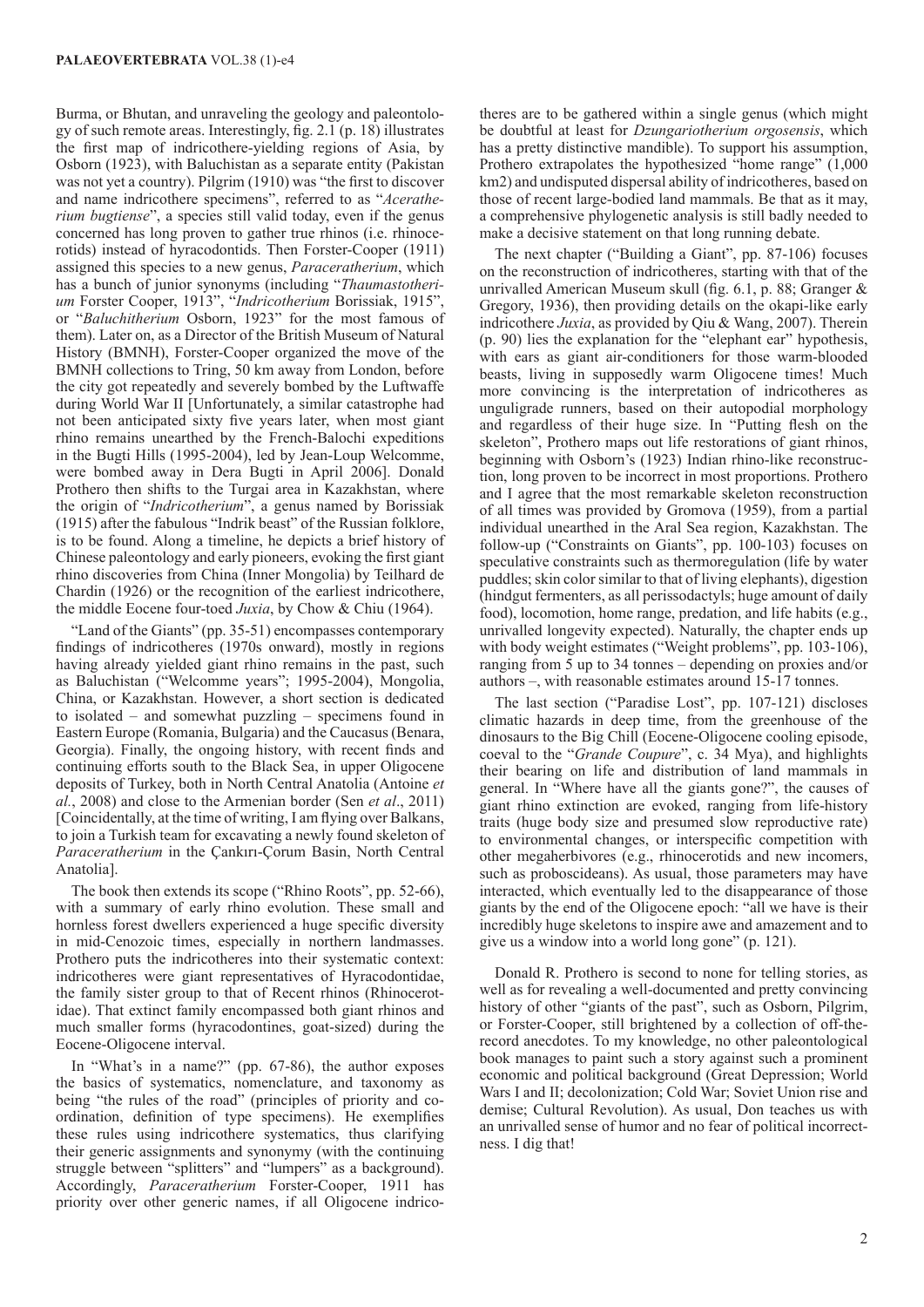Burma, or Bhutan, and unraveling the geology and paleontology of such remote areas. Interestingly, fig. 2.1 (p. 18) illustrates the first map of indricothere-yielding regions of Asia, by Osborn (1923), with Baluchistan as a separate entity (Pakistan was not yet a country). Pilgrim (1910) was "the first to discover and name indricothere specimens", referred to as "*Aceratherium bugtiense*", a species still valid today, even if the genus concerned has long proven to gather true rhinos (i.e. rhinocerotids) instead of hyracodontids. Then Forster-Cooper (1911) assigned this species to a new genus, *Paraceratherium*, which has a bunch of junior synonyms (including "*Thaumastotherium* Forster Cooper, 1913", "*Indricotherium* Borissiak, 1915", or "*Baluchitherium* Osborn, 1923" for the most famous of them). Later on, as a Director of the British Museum of Natural History (BMNH), Forster-Cooper organized the move of the BMNH collections to Tring, 50 km away from London, before the city got repeatedly and severely bombed by the Luftwaffe during World War II [Unfortunately, a similar catastrophe had not been anticipated sixty five years later, when most giant rhino remains unearthed by the French-Balochi expeditions in the Bugti Hills (1995-2004), led by Jean-Loup Welcomme, were bombed away in Dera Bugti in April 2006]. Donald Prothero then shifts to the Turgai area in Kazakhstan, where the origin of "*Indricotherium*", a genus named by Borissiak (1915) after the fabulous "Indrik beast" of the Russian folklore, is to be found. Along a timeline, he depicts a brief history of Chinese paleontology and early pioneers, evoking the first giant rhino discoveries from China (Inner Mongolia) by Teilhard de Chardin (1926) or the recognition of the earliest indricothere, the middle Eocene four-toed *Juxia*, by Chow & Chiu (1964).

"Land of the Giants" (pp. 35-51) encompasses contemporary findings of indricotheres (1970s onward), mostly in regions having already yielded giant rhino remains in the past, such as Baluchistan ("Welcomme years"; 1995-2004), Mongolia, China, or Kazakhstan. However, a short section is dedicated to isolated – and somewhat puzzling – specimens found in Eastern Europe (Romania, Bulgaria) and the Caucasus (Benara, Georgia). Finally, the ongoing history, with recent finds and continuing efforts south to the Black Sea, in upper Oligocene deposits of Turkey, both in North Central Anatolia (Antoine *et al.*, 2008) and close to the Armenian border (Sen *et al*., 2011) [Coincidentally, at the time of writing, I am flying over Balkans, to join a Turkish team for excavating a newly found skeleton of *Paraceratherium* in the Çankırı-Çorum Basin, North Central Anatolia].

The book then extends its scope ("Rhino Roots", pp. 52-66), with a summary of early rhino evolution. These small and hornless forest dwellers experienced a huge specific diversity in mid-Cenozoic times, especially in northern landmasses. Prothero puts the indricotheres into their systematic context: indricotheres were giant representatives of Hyracodontidae, the family sister group to that of Recent rhinos (Rhinocerotidae). That extinct family encompassed both giant rhinos and much smaller forms (hyracodontines, goat-sized) during the Eocene-Oligocene interval.

In "What's in a name?" (pp. 67-86), the author exposes the basics of systematics, nomenclature, and taxonomy as being "the rules of the road" (principles of priority and coordination, definition of type specimens). He exemplifies these rules using indricothere systematics, thus clarifying their generic assignments and synonymy (with the continuing struggle between "splitters" and "lumpers" as a background). Accordingly, *Paraceratherium* Forster-Cooper, 1911 has priority over other generic names, if all Oligocene indricotheres are to be gathered within a single genus (which might be doubtful at least for *Dzungariotherium orgosensis*, which has a pretty distinctive mandible). To support his assumption, Prothero extrapolates the hypothesized "home range" (1,000 km2) and undisputed dispersal ability of indricotheres, based on those of recent large-bodied land mammals. Be that as it may, a comprehensive phylogenetic analysis is still badly needed to make a decisive statement on that long running debate.

The next chapter ("Building a Giant", pp. 87-106) focuses on the reconstruction of indricotheres, starting with that of the unrivalled American Museum skull (fig. 6.1, p. 88; Granger & Gregory, 1936), then providing details on the okapi-like early indricothere *Juxia*, as provided by Qiu & Wang, 2007). Therein (p. 90) lies the explanation for the "elephant ear" hypothesis, with ears as giant air-conditioners for those warm-blooded beasts, living in supposedly warm Oligocene times! Much more convincing is the interpretation of indricotheres as unguligrade runners, based on their autopodial morphology and regardless of their huge size. In "Putting flesh on the skeleton", Prothero maps out life restorations of giant rhinos, beginning with Osborn's (1923) Indian rhino-like reconstruction, long proven to be incorrect in most proportions. Prothero and I agree that the most remarkable skeleton reconstruction of all times was provided by Gromova (1959), from a partial individual unearthed in the Aral Sea region, Kazakhstan. The follow-up ("Constraints on Giants", pp. 100-103) focuses on speculative constraints such as thermoregulation (life by water puddles; skin color similar to that of living elephants), digestion (hindgut fermenters, as all perissodactyls; huge amount of daily food), locomotion, home range, predation, and life habits (e.g., unrivalled longevity expected). Naturally, the chapter ends up with body weight estimates ("Weight problems", pp. 103-106), ranging from 5 up to 34 tonnes – depending on proxies and/or authors –, with reasonable estimates around 15-17 tonnes.

The last section ("Paradise Lost", pp. 107-121) discloses climatic hazards in deep time, from the greenhouse of the dinosaurs to the Big Chill (Eocene-Oligocene cooling episode, coeval to the "*Grande Coupure*", c. 34 Mya), and highlights their bearing on life and distribution of land mammals in general. In "Where have all the giants gone?", the causes of giant rhino extinction are evoked, ranging from life-history traits (huge body size and presumed slow reproductive rate) to environmental changes, or interspecific competition with other megaherbivores (e.g., rhinocerotids and new incomers, such as proboscideans). As usual, those parameters may have interacted, which eventually led to the disappearance of those giants by the end of the Oligocene epoch: "all we have is their incredibly huge skeletons to inspire awe and amazement and to give us a window into a world long gone" (p. 121).

Donald R. Prothero is second to none for telling stories, as well as for revealing a well-documented and pretty convincing history of other "giants of the past", such as Osborn, Pilgrim, or Forster-Cooper, still brightened by a collection of off-the-record anecdotes. To my knowledge, no other paleontological book manages to paint such a story against such a prominent economic and political background (Great Depression; World Wars I and II; decolonization; Cold War; Soviet Union rise and demise; Cultural Revolution). As usual, Don teaches us with an unrivalled sense of humor and no fear of political incorrectness. I dig that!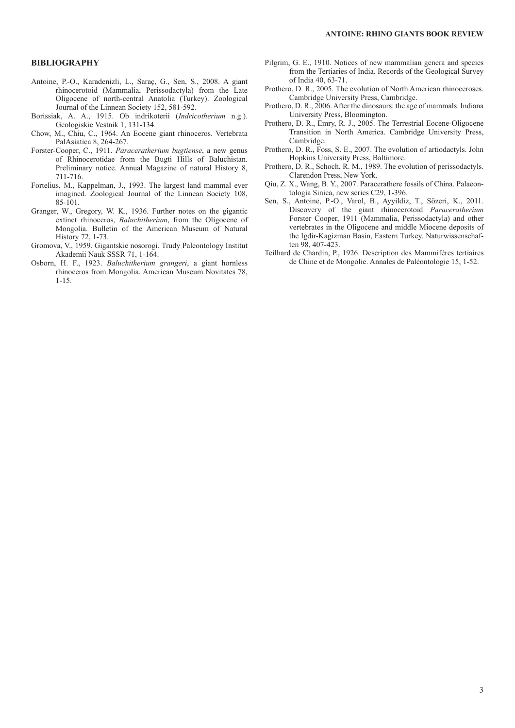## BIBLIOGRAPHY

Antoine, P.-O., Karadenizli, L., Saraç, G., Sen, S., 2008. A giant rhinocerotoid (Mammalia, Perissodactyla) from the Late Oligocene of north-central Anatolia (Turkey). Zoological Journal of the Linnean Society 152, 581-592.

Borissiak, A. A., 1915. Ob indrikoterii (*Indricotherium* n.g.). Geologiskie Vestnik 1, 131-134.

Chow, M., Chiu, C., 1964. An Eocene giant rhinoceros. Vertebrata PalAsiatica 8, 264-267.

Forster-Cooper, C., 1911. *Paraceratherium bugtiense*, a new genus of Rhinocerotidae from the Bugti Hills of Baluchistan. Preliminary notice. Annual Magazine of natural History 8, 711-716.

Fortelius, M., Kappelman, J., 1993. The largest land mammal ever imagined. Zoological Journal of the Linnean Society 108, 85-101.

Granger, W., Gregory, W. K., 1936. Further notes on the gigantic extinct rhinoceros, *Baluchitherium*, from the Oligocene of Mongolia. Bulletin of the American Museum of Natural History 72, 1-73.

Gromova, V., 1959. Gigantskie nosorogi. Trudy Paleontology Institut Akademii Nauk SSSR 71, 1-164.

Osborn, H. F., 1923. *Baluchitherium grangeri*, a giant hornless rhinoceros from Mongolia. American Museum Novitates 78, 1-15.

Pilgrim, G. E., 1910. Notices of new mammalian genera and species from the Tertiaries of India. Records of the Geological Survey of India 40, 63-71.

Prothero, D. R., 2005. The evolution of North American rhinoceroses. Cambridge University Press, Cambridge.

Prothero, D. R., 2006. After the dinosaurs: the age of mammals. Indiana University Press, Bloomington.

Prothero, D. R., Emry, R. J., 2005. The Terrestrial Eocene-Oligocene Transition in North America. Cambridge University Press, Cambridge.

Prothero, D. R., Foss, S. E., 2007. The evolution of artiodactyls. John Hopkins University Press, Baltimore.

Prothero, D. R., Schoch, R. M., 1989. The evolution of perissodactyls. Clarendon Press, New York.

Qiu, Z. X., Wang, B. Y., 2007. Paracerathere fossils of China. Palaeontologia Sinica, new series C29, 1-396.

Sen, S., Antoine, P.-O., Varol, B., Ayyildiz, T., Sözeri, K., 2011. Discovery of the giant rhinocerotoid *Paraceratherium* Forster Cooper, 1911 (Mammalia, Perissodactyla) and other vertebrates in the Oligocene and middle Miocene deposits of the Igdir-Kagizman Basin, Eastern Turkey. Naturwissenschaften 98, 407-423.

Teilhard de Chardin, P., 1926. Description des Mammifères tertiaires de Chine et de Mongolie. Annales de Paléontologie 15, 1-52.